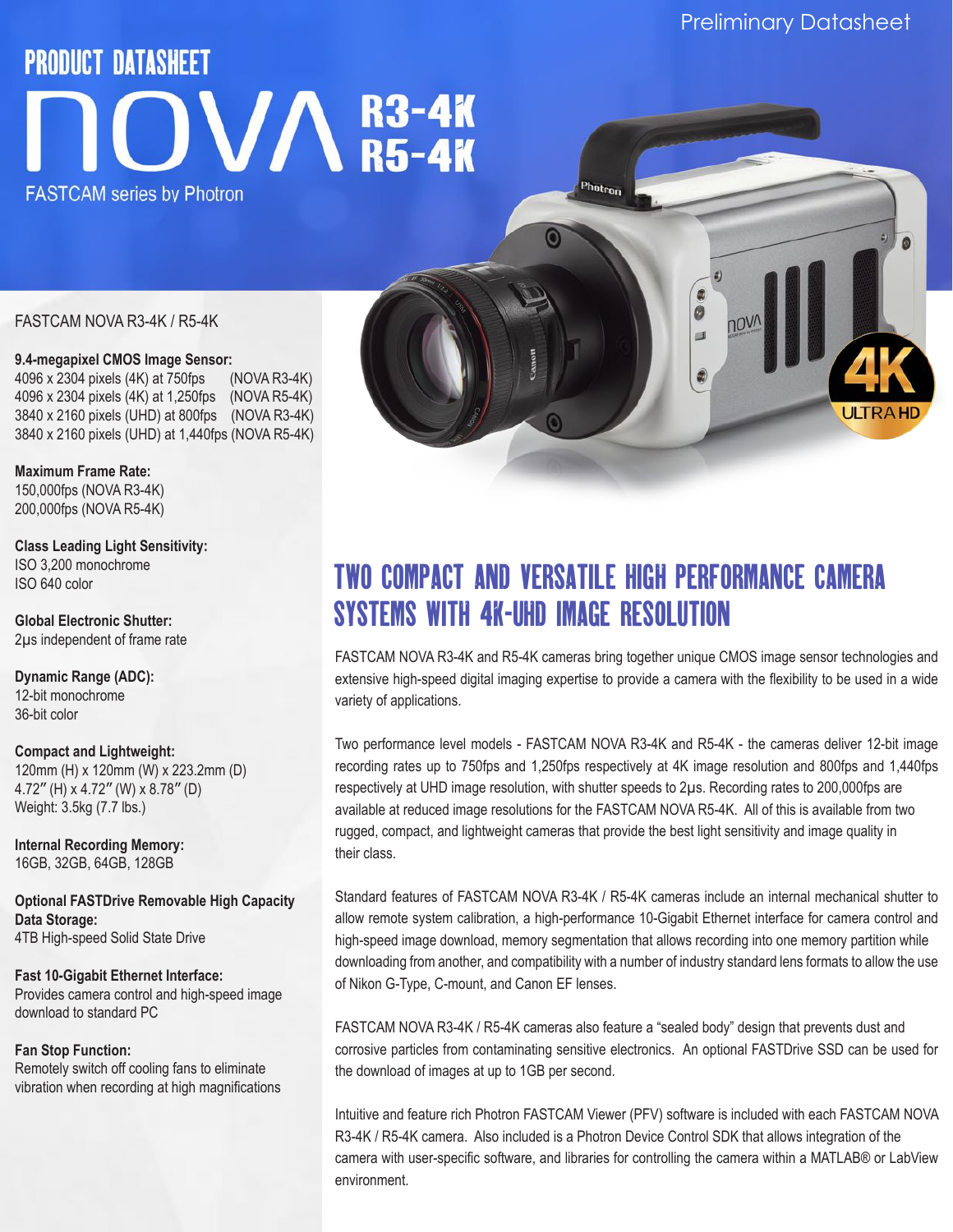Preliminary Datasheet

# PRODUCT DATASHEET

# NOVA R3-4K R5-4K

FASTCAM series by Photron

FASTCAM NOVA R3-4K / R5-4K

**9.4-megapixel CMOS Image Sensor:**
4096 x 2304 pixels (4K) at 750fps (NOVA R3-4K)
4096 x 2304 pixels (4K) at 1,250fps (NOVA R5-4K)
3840 x 2160 pixels (UHD) at 800fps (NOVA R3-4K)
3840 x 2160 pixels (UHD) at 1,440fps (NOVA R5-4K)

**Maximum Frame Rate:**
150,000fps (NOVA R3-4K)
200,000fps (NOVA R5-4K)

**Class Leading Light Sensitivity:**
ISO 3,200 monochrome
ISO 640 color

**Global Electronic Shutter:**
2µs independent of frame rate

**Dynamic Range (ADC):**
12-bit monochrome
36-bit color

**Compact and Lightweight:**
120mm (H) x 120mm (W) x 223.2mm (D)
4.72″ (H) x 4.72″ (W) x 8.78″ (D)
Weight: 3.5kg (7.7 lbs.)

**Internal Recording Memory:**
16GB, 32GB, 64GB, 128GB

**Optional FASTDrive Removable High Capacity Data Storage:**
4TB High-speed Solid State Drive

**Fast 10-Gigabit Ethernet Interface:**
Provides camera control and high-speed image download to standard PC

**Fan Stop Function:**
Remotely switch off cooling fans to eliminate vibration when recording at high magnifications

## TWO COMPACT AND VERSATILE HIGH PERFORMANCE CAMERA SYSTEMS WITH 4K-UHD IMAGE RESOLUTION

FASTCAM NOVA R3-4K and R5-4K cameras bring together unique CMOS image sensor technologies and extensive high-speed digital imaging expertise to provide a camera with the flexibility to be used in a wide variety of applications.

Two performance level models - FASTCAM NOVA R3-4K and R5-4K - the cameras deliver 12-bit image recording rates up to 750fps and 1,250fps respectively at 4K image resolution and 800fps and 1,440fps respectively at UHD image resolution, with shutter speeds to 2µs. Recording rates to 200,000fps are available at reduced image resolutions for the FASTCAM NOVA R5-4K. All of this is available from two rugged, compact, and lightweight cameras that provide the best light sensitivity and image quality in their class.

Standard features of FASTCAM NOVA R3-4K / R5-4K cameras include an internal mechanical shutter to allow remote system calibration, a high-performance 10-Gigabit Ethernet interface for camera control and high-speed image download, memory segmentation that allows recording into one memory partition while downloading from another, and compatibility with a number of industry standard lens formats to allow the use of Nikon G-Type, C-mount, and Canon EF lenses.

FASTCAM NOVA R3-4K / R5-4K cameras also feature a "sealed body" design that prevents dust and corrosive particles from contaminating sensitive electronics. An optional FASTDrive SSD can be used for the download of images at up to 1GB per second.

Intuitive and feature rich Photron FASTCAM Viewer (PFV) software is included with each FASTCAM NOVA R3-4K / R5-4K camera. Also included is a Photron Device Control SDK that allows integration of the camera with user-specific software, and libraries for controlling the camera within a MATLAB® or LabView environment.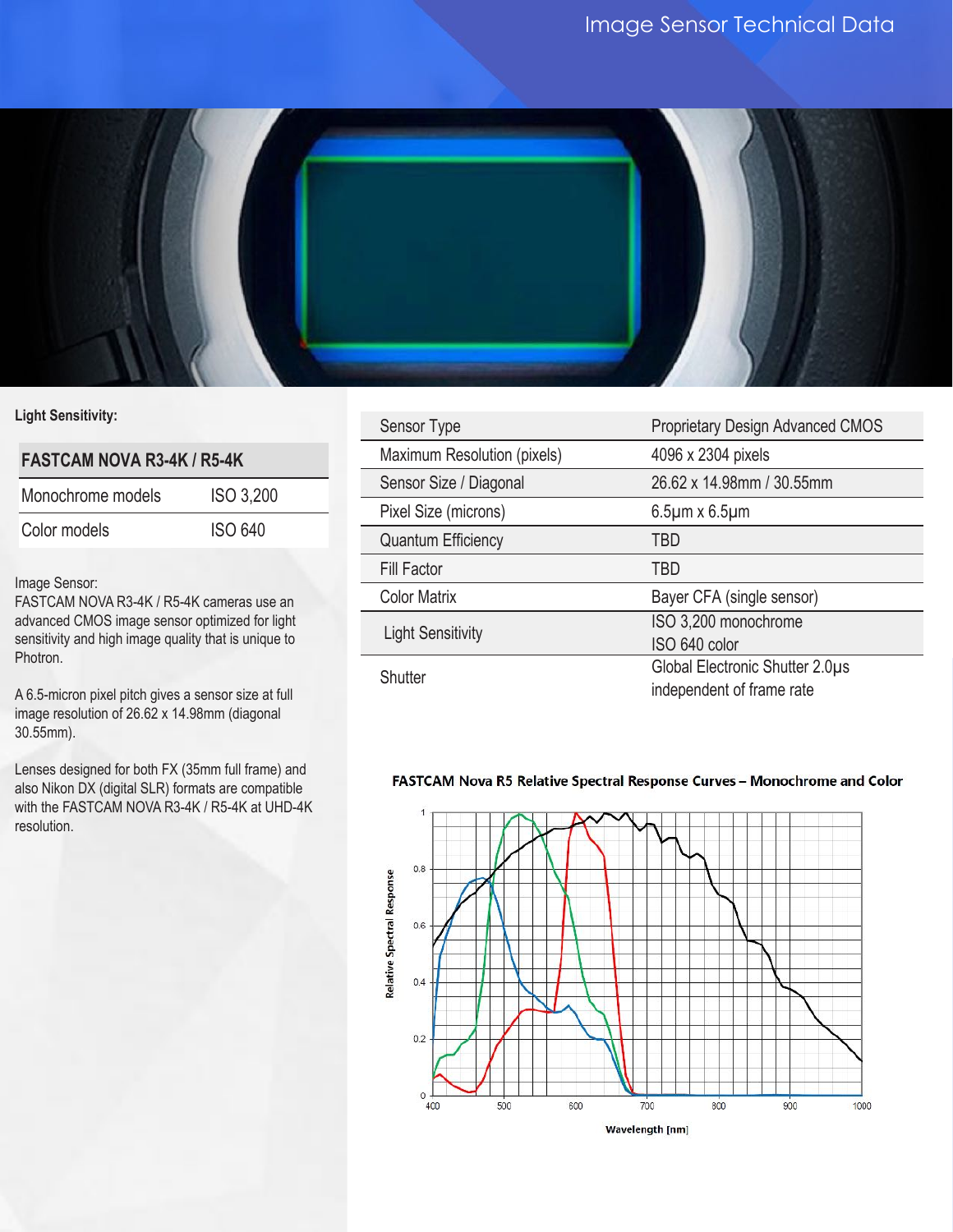# Image Sensor Technical Data

**Light Sensitivity:**

| FASTCAM NOVA R3-4K / R5-4K | |
|---|---|
| Monochrome models | ISO 3,200 |
| Color models | ISO 640 |

Image Sensor:
FASTCAM NOVA R3-4K / R5-4K cameras use an advanced CMOS image sensor optimized for light sensitivity and high image quality that is unique to Photron.

A 6.5-micron pixel pitch gives a sensor size at full image resolution of 26.62 x 14.98mm (diagonal 30.55mm).

Lenses designed for both FX (35mm full frame) and also Nikon DX (digital SLR) formats are compatible with the FASTCAM NOVA R3-4K / R5-4K at UHD-4K resolution.

| | |
|---|---|
| Sensor Type | Proprietary Design Advanced CMOS |
| Maximum Resolution (pixels) | 4096 x 2304 pixels |
| Sensor Size / Diagonal | 26.62 x 14.98mm / 30.55mm |
| Pixel Size (microns) | 6.5µm x 6.5µm |
| Quantum Efficiency | TBD |
| Fill Factor | TBD |
| Color Matrix | Bayer CFA (single sensor) |
| Light Sensitivity | ISO 3,200 monochrome<br>ISO 640 color |
| Shutter | Global Electronic Shutter 2.0µs independent of frame rate |

**FASTCAM Nova R5 Relative Spectral Response Curves – Monochrome and Color**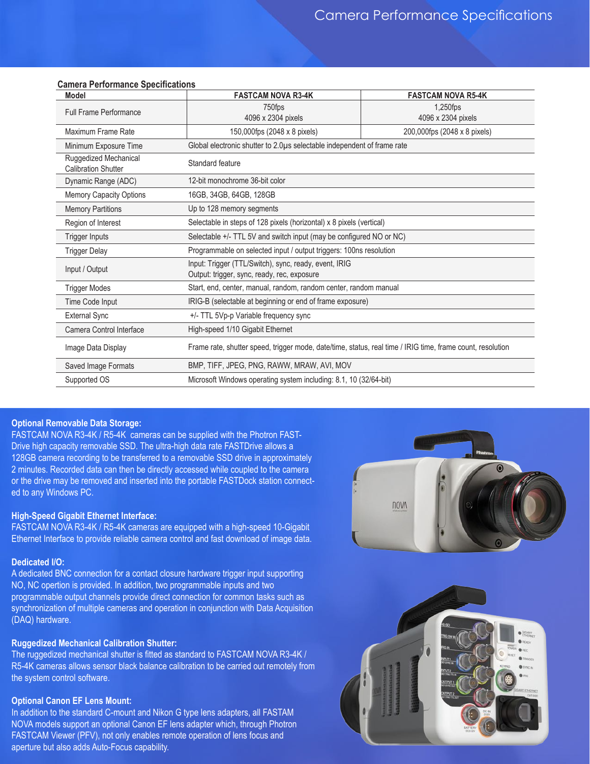# Camera Performance Specifications

**Camera Performance Specifications**

| Model | FASTCAM NOVA R3-4K | FASTCAM NOVA R5-4K |
|---|---|---|
| Full Frame Performance | 750fps<br>4096 x 2304 pixels | 1,250fps<br>4096 x 2304 pixels |
| Maximum Frame Rate | 150,000fps (2048 x 8 pixels) | 200,000fps (2048 x 8 pixels) |
| Minimum Exposure Time | Global electronic shutter to 2.0µs selectable independent of frame rate | |
| Ruggedized Mechanical Calibration Shutter | Standard feature | |
| Dynamic Range (ADC) | 12-bit monochrome 36-bit color | |
| Memory Capacity Options | 16GB, 34GB, 64GB, 128GB | |
| Memory Partitions | Up to 128 memory segments | |
| Region of Interest | Selectable in steps of 128 pixels (horizontal) x 8 pixels (vertical) | |
| Trigger Inputs | Selectable +/- TTL 5V and switch input (may be configured NO or NC) | |
| Trigger Delay | Programmable on selected input / output triggers: 100ns resolution | |
| Input / Output | Input: Trigger (TTL/Switch), sync, ready, event, IRIG<br>Output: trigger, sync, ready, rec, exposure | |
| Trigger Modes | Start, end, center, manual, random, random center, random manual | |
| Time Code Input | IRIG-B (selectable at beginning or end of frame exposure) | |
| External Sync | +/- TTL 5Vp-p Variable frequency sync | |
| Camera Control Interface | High-speed 1/10 Gigabit Ethernet | |
| Image Data Display | Frame rate, shutter speed, trigger mode, date/time, status, real time / IRIG time, frame count, resolution | |
| Saved Image Formats | BMP, TIFF, JPEG, PNG, RAWW, MRAW, AVI, MOV | |
| Supported OS | Microsoft Windows operating system including: 8.1, 10 (32/64-bit) | |

**Optional Removable Data Storage:**
FASTCAM NOVA R3-4K / R5-4K cameras can be supplied with the Photron FAST-Drive high capacity removable SSD. The ultra-high data rate FASTDrive allows a 128GB camera recording to be transferred to a removable SSD drive in approximately 2 minutes. Recorded data can then be directly accessed while coupled to the camera or the drive may be removed and inserted into the portable FASTDock station connected to any Windows PC.

**High-Speed Gigabit Ethernet Interface:**
FASTCAM NOVA R3-4K / R5-4K cameras are equipped with a high-speed 10-Gigabit Ethernet Interface to provide reliable camera control and fast download of image data.

**Dedicated I/O:**
A dedicated BNC connection for a contact closure hardware trigger input supporting NO, NC opertion is provided. In addition, two programmable inputs and two programmable output channels provide direct connection for common tasks such as synchronization of multiple cameras and operation in conjunction with Data Acquisition (DAQ) hardware.

**Ruggedized Mechanical Calibration Shutter:**
The ruggedized mechanical shutter is fitted as standard to FASTCAM NOVA R3-4K / R5-4K cameras allows sensor black balance calibration to be carried out remotely from the system control software.

**Optional Canon EF Lens Mount:**
In addition to the standard C-mount and Nikon G type lens adapters, all FASTAM NOVA models support an optional Canon EF lens adapter which, through Photron FASTCAM Viewer (PFV), not only enables remote operation of lens focus and aperture but also adds Auto-Focus capability.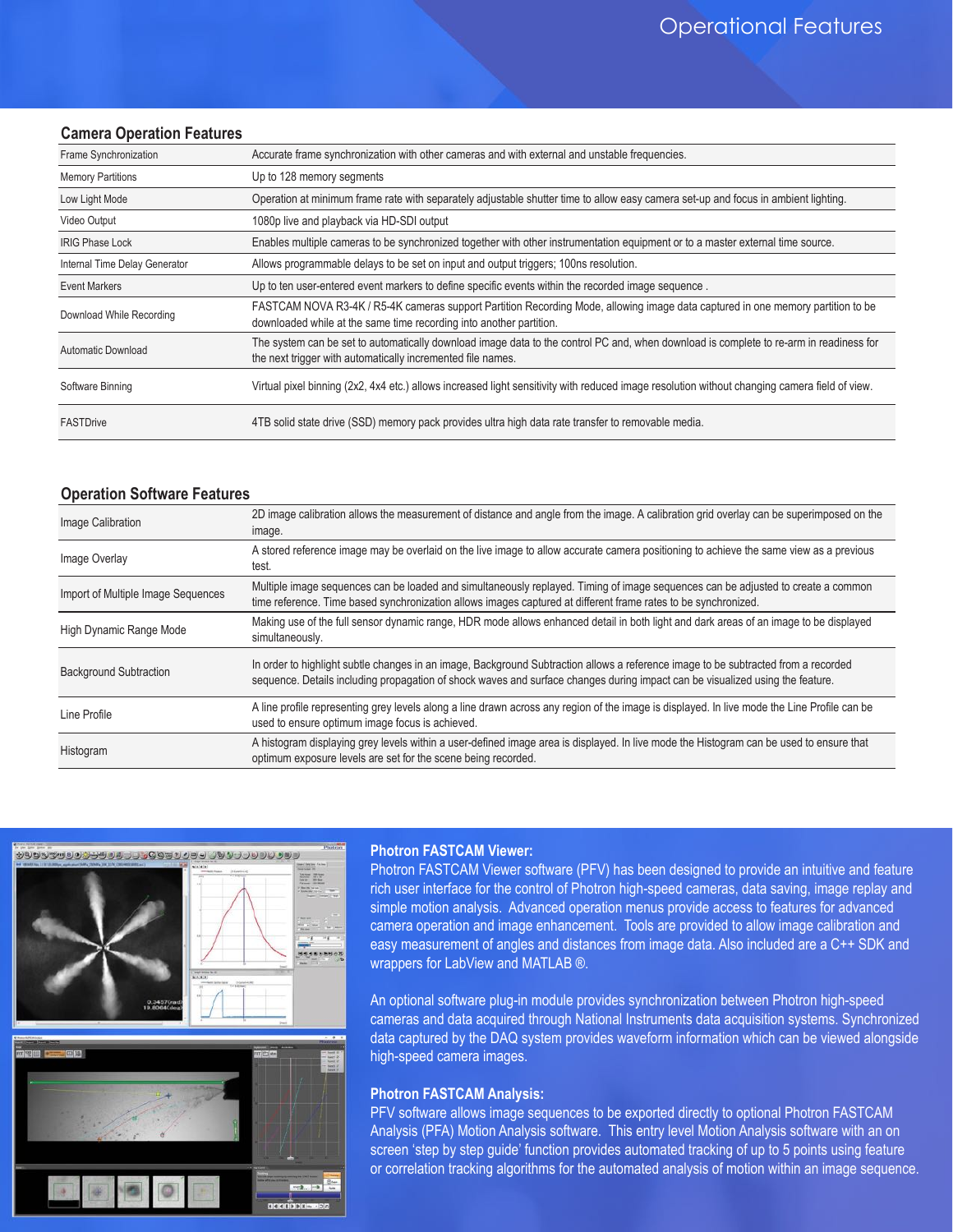# Operational Features

## Camera Operation Features

| | |
|---|---|
| Frame Synchronization | Accurate frame synchronization with other cameras and with external and unstable frequencies. |
| Memory Partitions | Up to 128 memory segments |
| Low Light Mode | Operation at minimum frame rate with separately adjustable shutter time to allow easy camera set-up and focus in ambient lighting. |
| Video Output | 1080p live and playback via HD-SDI output |
| IRIG Phase Lock | Enables multiple cameras to be synchronized together with other instrumentation equipment or to a master external time source. |
| Internal Time Delay Generator | Allows programmable delays to be set on input and output triggers; 100ns resolution. |
| Event Markers | Up to ten user-entered event markers to define specific events within the recorded image sequence . |
| Download While Recording | FASTCAM NOVA R3-4K / R5-4K cameras support Partition Recording Mode, allowing image data captured in one memory partition to be downloaded while at the same time recording into another partition. |
| Automatic Download | The system can be set to automatically download image data to the control PC and, when download is complete to re-arm in readiness for the next trigger with automatically incremented file names. |
| Software Binning | Virtual pixel binning (2x2, 4x4 etc.) allows increased light sensitivity with reduced image resolution without changing camera field of view. |
| FASTDrive | 4TB solid state drive (SSD) memory pack provides ultra high data rate transfer to removable media. |

## Operation Software Features

| | |
|---|---|
| Image Calibration | 2D image calibration allows the measurement of distance and angle from the image. A calibration grid overlay can be superimposed on the image. |
| Image Overlay | A stored reference image may be overlaid on the live image to allow accurate camera positioning to achieve the same view as a previous test. |
| Import of Multiple Image Sequences | Multiple image sequences can be loaded and simultaneously replayed. Timing of image sequences can be adjusted to create a common time reference. Time based synchronization allows images captured at different frame rates to be synchronized. |
| High Dynamic Range Mode | Making use of the full sensor dynamic range, HDR mode allows enhanced detail in both light and dark areas of an image to be displayed simultaneously. |
| Background Subtraction | In order to highlight subtle changes in an image, Background Subtraction allows a reference image to be subtracted from a recorded sequence. Details including propagation of shock waves and surface changes during impact can be visualized using the feature. |
| Line Profile | A line profile representing grey levels along a line drawn across any region of the image is displayed. In live mode the Line Profile can be used to ensure optimum image focus is achieved. |
| Histogram | A histogram displaying grey levels within a user-defined image area is displayed. In live mode the Histogram can be used to ensure that optimum exposure levels are set for the scene being recorded. |

**Photron FASTCAM Viewer:**

Photron FASTCAM Viewer software (PFV) has been designed to provide an intuitive and feature rich user interface for the control of Photron high-speed cameras, data saving, image replay and simple motion analysis. Advanced operation menus provide access to features for advanced camera operation and image enhancement. Tools are provided to allow image calibration and easy measurement of angles and distances from image data. Also included are a C++ SDK and wrappers for LabView and MATLAB ®.

An optional software plug-in module provides synchronization between Photron high-speed cameras and data acquired through National Instruments data acquisition systems. Synchronized data captured by the DAQ system provides waveform information which can be viewed alongside high-speed camera images.

**Photron FASTCAM Analysis:**

PFV software allows image sequences to be exported directly to optional Photron FASTCAM Analysis (PFA) Motion Analysis software. This entry level Motion Analysis software with an on screen 'step by step guide' function provides automated tracking of up to 5 points using feature or correlation tracking algorithms for the automated analysis of motion within an image sequence.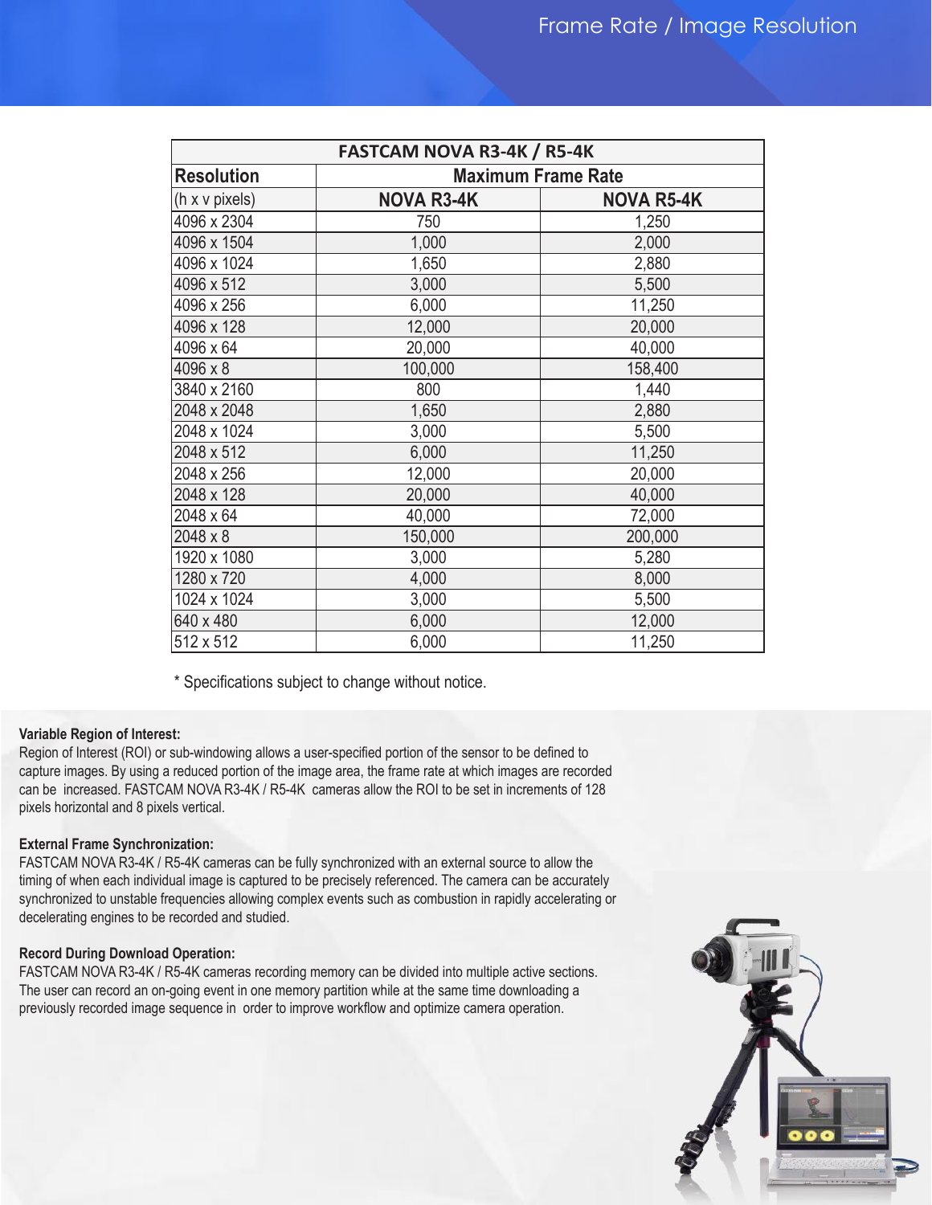## Frame Rate / Image Resolution

| FASTCAM NOVA R3-4K / R5-4K | | |
|---|---|---|
| **Resolution** | **Maximum Frame Rate** | |
| (h x v pixels) | **NOVA R3-4K** | **NOVA R5-4K** |
| 4096 x 2304 | 750 | 1,250 |
| 4096 x 1504 | 1,000 | 2,000 |
| 4096 x 1024 | 1,650 | 2,880 |
| 4096 x 512 | 3,000 | 5,500 |
| 4096 x 256 | 6,000 | 11,250 |
| 4096 x 128 | 12,000 | 20,000 |
| 4096 x 64 | 20,000 | 40,000 |
| 4096 x 8 | 100,000 | 158,400 |
| 3840 x 2160 | 800 | 1,440 |
| 2048 x 2048 | 1,650 | 2,880 |
| 2048 x 1024 | 3,000 | 5,500 |
| 2048 x 512 | 6,000 | 11,250 |
| 2048 x 256 | 12,000 | 20,000 |
| 2048 x 128 | 20,000 | 40,000 |
| 2048 x 64 | 40,000 | 72,000 |
| 2048 x 8 | 150,000 | 200,000 |
| 1920 x 1080 | 3,000 | 5,280 |
| 1280 x 720 | 4,000 | 8,000 |
| 1024 x 1024 | 3,000 | 5,500 |
| 640 x 480 | 6,000 | 12,000 |
| 512 x 512 | 6,000 | 11,250 |

* Specifications subject to change without notice.

**Variable Region of Interest:**
Region of Interest (ROI) or sub-windowing allows a user-specified portion of the sensor to be defined to capture images. By using a reduced portion of the image area, the frame rate at which images are recorded can be increased. FASTCAM NOVA R3-4K / R5-4K cameras allow the ROI to be set in increments of 128 pixels horizontal and 8 pixels vertical.

**External Frame Synchronization:**
FASTCAM NOVA R3-4K / R5-4K cameras can be fully synchronized with an external source to allow the timing of when each individual image is captured to be precisely referenced. The camera can be accurately synchronized to unstable frequencies allowing complex events such as combustion in rapidly accelerating or decelerating engines to be recorded and studied.

**Record During Download Operation:**
FASTCAM NOVA R3-4K / R5-4K cameras recording memory can be divided into multiple active sections. The user can record an on-going event in one memory partition while at the same time downloading a previously recorded image sequence in order to improve workflow and optimize camera operation.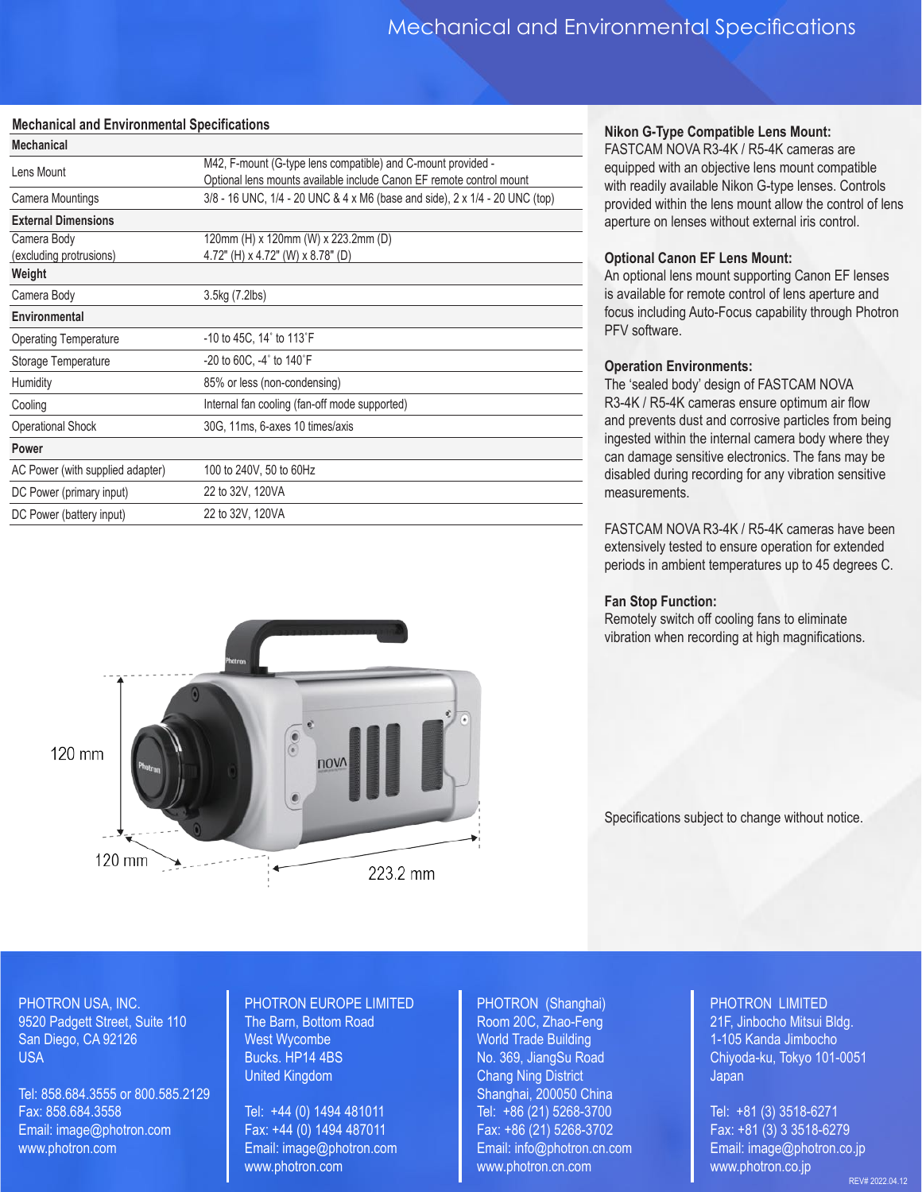# Mechanical and Environmental Specifications

## Mechanical and Environmental Specifications

| | |
|---|---|
| **Mechanical** | |
| Lens Mount | M42, F-mount (G-type lens compatible) and C-mount provided - Optional lens mounts available include Canon EF remote control mount |
| Camera Mountings | 3/8 - 16 UNC, 1/4 - 20 UNC & 4 x M6 (base and side), 2 x 1/4 - 20 UNC (top) |
| **External Dimensions** | |
| Camera Body (excluding protrusions) | 120mm (H) x 120mm (W) x 223.2mm (D) 4.72" (H) x 4.72" (W) x 8.78" (D) |
| **Weight** | |
| Camera Body | 3.5kg (7.2lbs) |
| **Environmental** | |
| Operating Temperature | -10 to 45C, 14˚ to 113˚F |
| Storage Temperature | -20 to 60C, -4˚ to 140˚F |
| Humidity | 85% or less (non-condensing) |
| Cooling | Internal fan cooling (fan-off mode supported) |
| Operational Shock | 30G, 11ms, 6-axes 10 times/axis |
| **Power** | |
| AC Power (with supplied adapter) | 100 to 240V, 50 to 60Hz |
| DC Power (primary input) | 22 to 32V, 120VA |
| DC Power (battery input) | 22 to 32V, 120VA |

120 mm

120 mm

223.2 mm

**Nikon G-Type Compatible Lens Mount:**
FASTCAM NOVA R3-4K / R5-4K cameras are equipped with an objective lens mount compatible with readily available Nikon G-type lenses. Controls provided within the lens mount allow the control of lens aperture on lenses without external iris control.

**Optional Canon EF Lens Mount:**
An optional lens mount supporting Canon EF lenses is available for remote control of lens aperture and focus including Auto-Focus capability through Photron PFV software.

**Operation Environments:**
The 'sealed body' design of FASTCAM NOVA R3-4K / R5-4K cameras ensure optimum air flow and prevents dust and corrosive particles from being ingested within the internal camera body where they can damage sensitive electronics. The fans may be disabled during recording for any vibration sensitive measurements.

FASTCAM NOVA R3-4K / R5-4K cameras have been extensively tested to ensure operation for extended periods in ambient temperatures up to 45 degrees C.

**Fan Stop Function:**
Remotely switch off cooling fans to eliminate vibration when recording at high magnifications.

Specifications subject to change without notice.

PHOTRON USA, INC.
9520 Padgett Street, Suite 110
San Diego, CA 92126
USA

Tel: 858.684.3555 or 800.585.2129
Fax: 858.684.3558
Email: image@photron.com
www.photron.com

PHOTRON EUROPE LIMITED
The Barn, Bottom Road
West Wycombe
Bucks. HP14 4BS
United Kingdom

Tel: +44 (0) 1494 481011
Fax: +44 (0) 1494 487011
Email: image@photron.com
www.photron.com

PHOTRON (Shanghai)
Room 20C, Zhao-Feng
World Trade Building
No. 369, JiangSu Road
Chang Ning District
Shanghai, 200050 China
Tel: +86 (21) 5268-3700
Fax: +86 (21) 5268-3702
Email: info@photron.cn.com
www.photron.cn.com

PHOTRON LIMITED
21F, Jinbocho Mitsui Bldg.
1-105 Kanda Jimbocho
Chiyoda-ku, Tokyo 101-0051
Japan

Tel: +81 (3) 3518-6271
Fax: +81 (3) 3 3518-6279
Email: image@photron.co.jp
www.photron.co.jp

REV# 2022.04.12